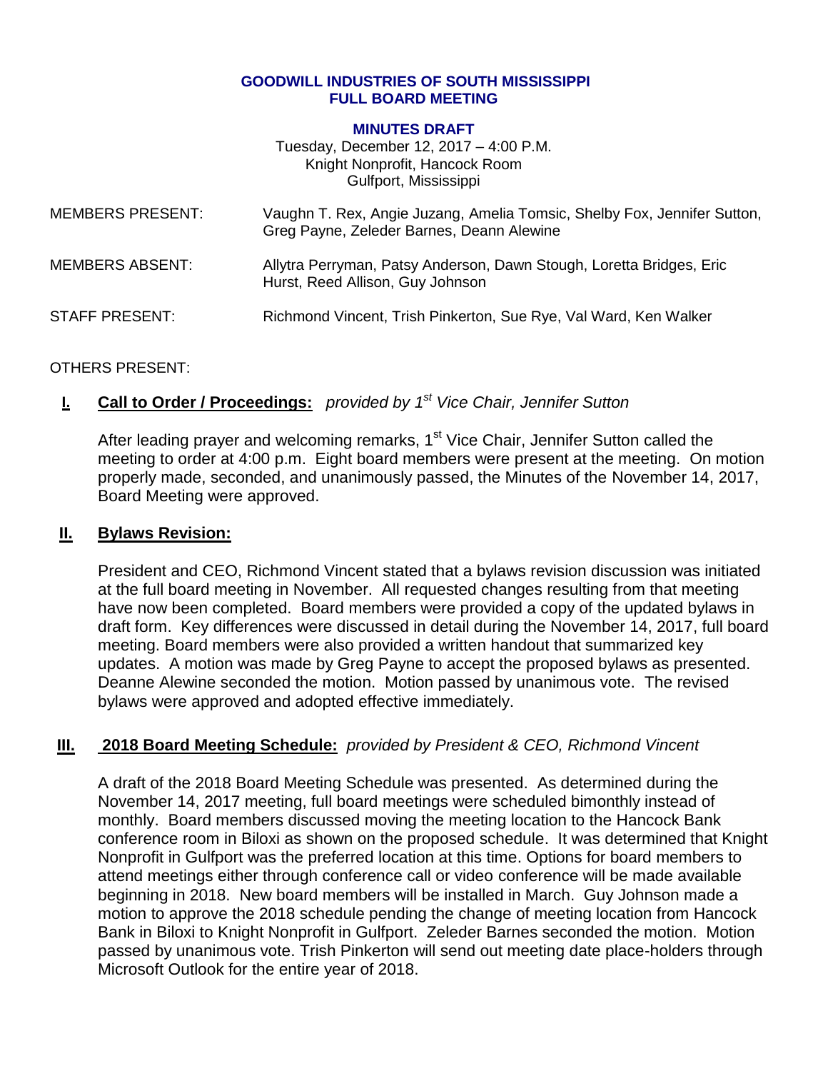**GOODWILL INDUSTRIES OF SOUTH MISSISSIPPI**
**FULL BOARD MEETING**

**MINUTES DRAFT**
Tuesday, December 12, 2017 – 4:00 P.M.
Knight Nonprofit, Hancock Room
Gulfport, Mississippi

| | |
|---|---|
| MEMBERS PRESENT: | Vaughn T. Rex, Angie Juzang, Amelia Tomsic, Shelby Fox, Jennifer Sutton, Greg Payne, Zeleder Barnes, Deann Alewine |
| MEMBERS ABSENT: | Allytra Perryman, Patsy Anderson, Dawn Stough, Loretta Bridges, Eric Hurst, Reed Allison, Guy Johnson |
| STAFF PRESENT: | Richmond Vincent, Trish Pinkerton, Sue Rye, Val Ward, Ken Walker |

OTHERS PRESENT:

## I. **Call to Order / Proceedings:** *provided by 1st Vice Chair, Jennifer Sutton*

After leading prayer and welcoming remarks, 1st Vice Chair, Jennifer Sutton called the meeting to order at 4:00 p.m. Eight board members were present at the meeting. On motion properly made, seconded, and unanimously passed, the Minutes of the November 14, 2017, Board Meeting were approved.

## II. **Bylaws Revision:**

President and CEO, Richmond Vincent stated that a bylaws revision discussion was initiated at the full board meeting in November. All requested changes resulting from that meeting have now been completed. Board members were provided a copy of the updated bylaws in draft form. Key differences were discussed in detail during the November 14, 2017, full board meeting. Board members were also provided a written handout that summarized key updates. A motion was made by Greg Payne to accept the proposed bylaws as presented. Deanne Alewine seconded the motion. Motion passed by unanimous vote. The revised bylaws were approved and adopted effective immediately.

## III. **2018 Board Meeting Schedule:** *provided by President & CEO, Richmond Vincent*

A draft of the 2018 Board Meeting Schedule was presented. As determined during the November 14, 2017 meeting, full board meetings were scheduled bimonthly instead of monthly. Board members discussed moving the meeting location to the Hancock Bank conference room in Biloxi as shown on the proposed schedule. It was determined that Knight Nonprofit in Gulfport was the preferred location at this time. Options for board members to attend meetings either through conference call or video conference will be made available beginning in 2018. New board members will be installed in March. Guy Johnson made a motion to approve the 2018 schedule pending the change of meeting location from Hancock Bank in Biloxi to Knight Nonprofit in Gulfport. Zeleder Barnes seconded the motion. Motion passed by unanimous vote. Trish Pinkerton will send out meeting date place-holders through Microsoft Outlook for the entire year of 2018.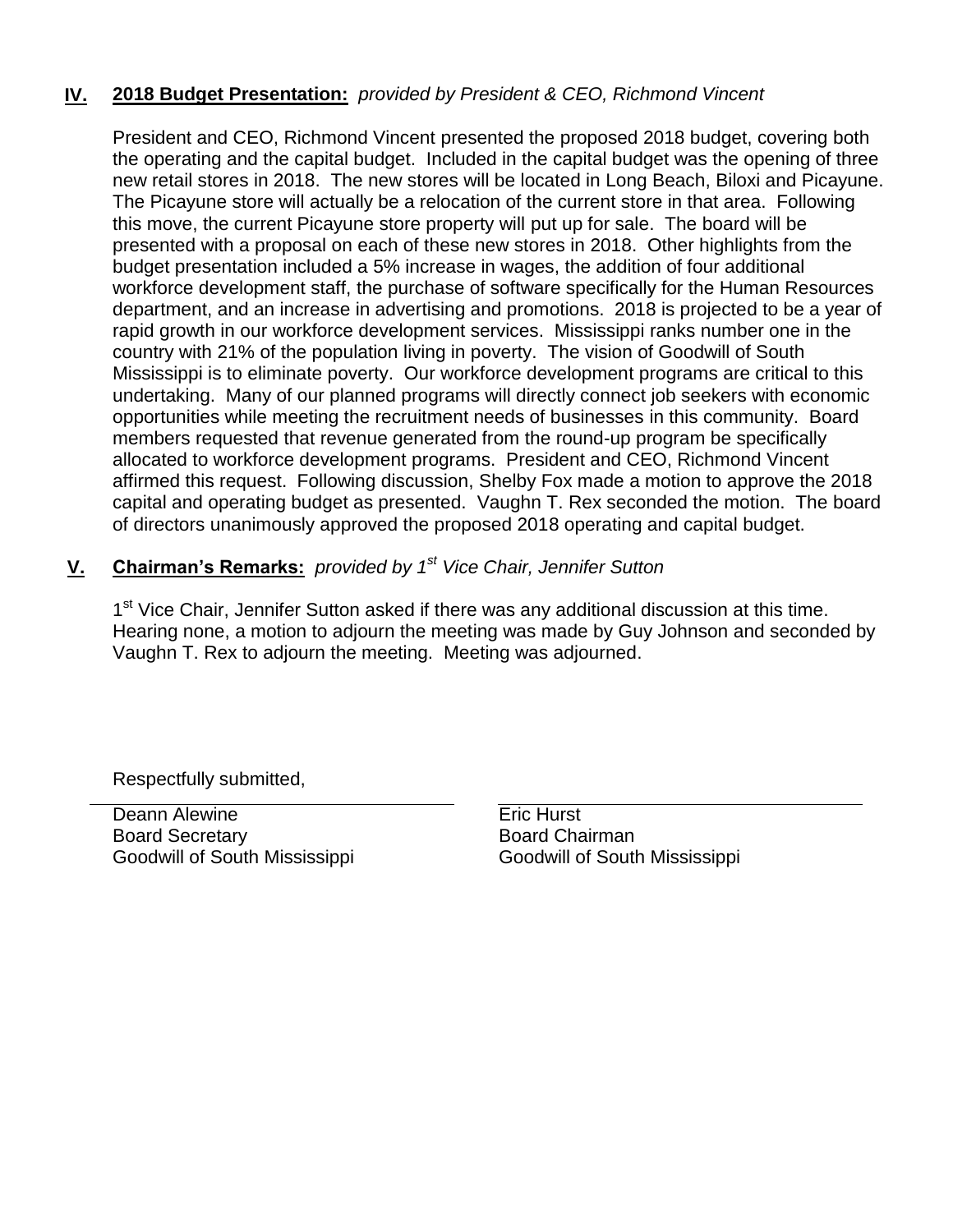## IV. **2018 Budget Presentation:** *provided by President & CEO, Richmond Vincent*

President and CEO, Richmond Vincent presented the proposed 2018 budget, covering both the operating and the capital budget. Included in the capital budget was the opening of three new retail stores in 2018. The new stores will be located in Long Beach, Biloxi and Picayune. The Picayune store will actually be a relocation of the current store in that area. Following this move, the current Picayune store property will put up for sale. The board will be presented with a proposal on each of these new stores in 2018. Other highlights from the budget presentation included a 5% increase in wages, the addition of four additional workforce development staff, the purchase of software specifically for the Human Resources department, and an increase in advertising and promotions. 2018 is projected to be a year of rapid growth in our workforce development services. Mississippi ranks number one in the country with 21% of the population living in poverty. The vision of Goodwill of South Mississippi is to eliminate poverty. Our workforce development programs are critical to this undertaking. Many of our planned programs will directly connect job seekers with economic opportunities while meeting the recruitment needs of businesses in this community. Board members requested that revenue generated from the round-up program be specifically allocated to workforce development programs. President and CEO, Richmond Vincent affirmed this request. Following discussion, Shelby Fox made a motion to approve the 2018 capital and operating budget as presented. Vaughn T. Rex seconded the motion. The board of directors unanimously approved the proposed 2018 operating and capital budget.

## V. **Chairman's Remarks:** *provided by 1st Vice Chair, Jennifer Sutton*

1st Vice Chair, Jennifer Sutton asked if there was any additional discussion at this time. Hearing none, a motion to adjourn the meeting was made by Guy Johnson and seconded by Vaughn T. Rex to adjourn the meeting. Meeting was adjourned.

Respectfully submitted,

Deann Alewine
Board Secretary
Goodwill of South Mississippi

Eric Hurst
Board Chairman
Goodwill of South Mississippi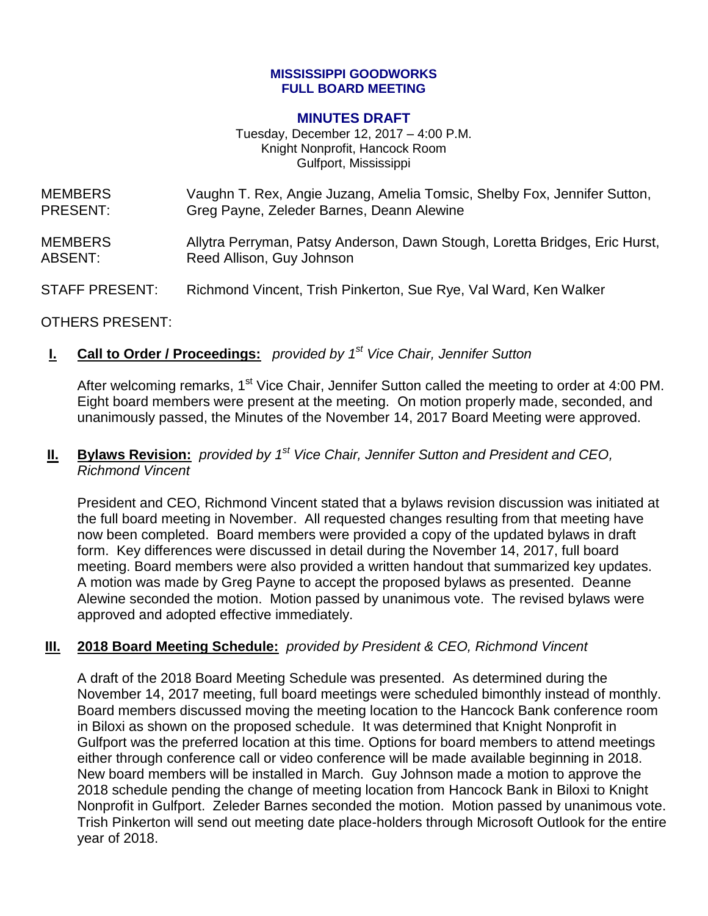**MISSISSIPPI GOODWORKS**
**FULL BOARD MEETING**

## MINUTES DRAFT

Tuesday, December 12, 2017 – 4:00 P.M.
Knight Nonprofit, Hancock Room
Gulfport, Mississippi

| | |
|---|---|
| MEMBERS PRESENT: | Vaughn T. Rex, Angie Juzang, Amelia Tomsic, Shelby Fox, Jennifer Sutton, Greg Payne, Zeleder Barnes, Deann Alewine |
| MEMBERS ABSENT: | Allytra Perryman, Patsy Anderson, Dawn Stough, Loretta Bridges, Eric Hurst, Reed Allison, Guy Johnson |
| STAFF PRESENT: | Richmond Vincent, Trish Pinkerton, Sue Rye, Val Ward, Ken Walker |
| OTHERS PRESENT: | |

### I. Call to Order / Proceedings: *provided by 1st Vice Chair, Jennifer Sutton*

After welcoming remarks, 1st Vice Chair, Jennifer Sutton called the meeting to order at 4:00 PM. Eight board members were present at the meeting. On motion properly made, seconded, and unanimously passed, the Minutes of the November 14, 2017 Board Meeting were approved.

### II. Bylaws Revision: *provided by 1st Vice Chair, Jennifer Sutton and President and CEO, Richmond Vincent*

President and CEO, Richmond Vincent stated that a bylaws revision discussion was initiated at the full board meeting in November. All requested changes resulting from that meeting have now been completed. Board members were provided a copy of the updated bylaws in draft form. Key differences were discussed in detail during the November 14, 2017, full board meeting. Board members were also provided a written handout that summarized key updates. A motion was made by Greg Payne to accept the proposed bylaws as presented. Deanne Alewine seconded the motion. Motion passed by unanimous vote. The revised bylaws were approved and adopted effective immediately.

### III. 2018 Board Meeting Schedule: *provided by President & CEO, Richmond Vincent*

A draft of the 2018 Board Meeting Schedule was presented. As determined during the November 14, 2017 meeting, full board meetings were scheduled bimonthly instead of monthly. Board members discussed moving the meeting location to the Hancock Bank conference room in Biloxi as shown on the proposed schedule. It was determined that Knight Nonprofit in Gulfport was the preferred location at this time. Options for board members to attend meetings either through conference call or video conference will be made available beginning in 2018. New board members will be installed in March. Guy Johnson made a motion to approve the 2018 schedule pending the change of meeting location from Hancock Bank in Biloxi to Knight Nonprofit in Gulfport. Zeleder Barnes seconded the motion. Motion passed by unanimous vote. Trish Pinkerton will send out meeting date place-holders through Microsoft Outlook for the entire year of 2018.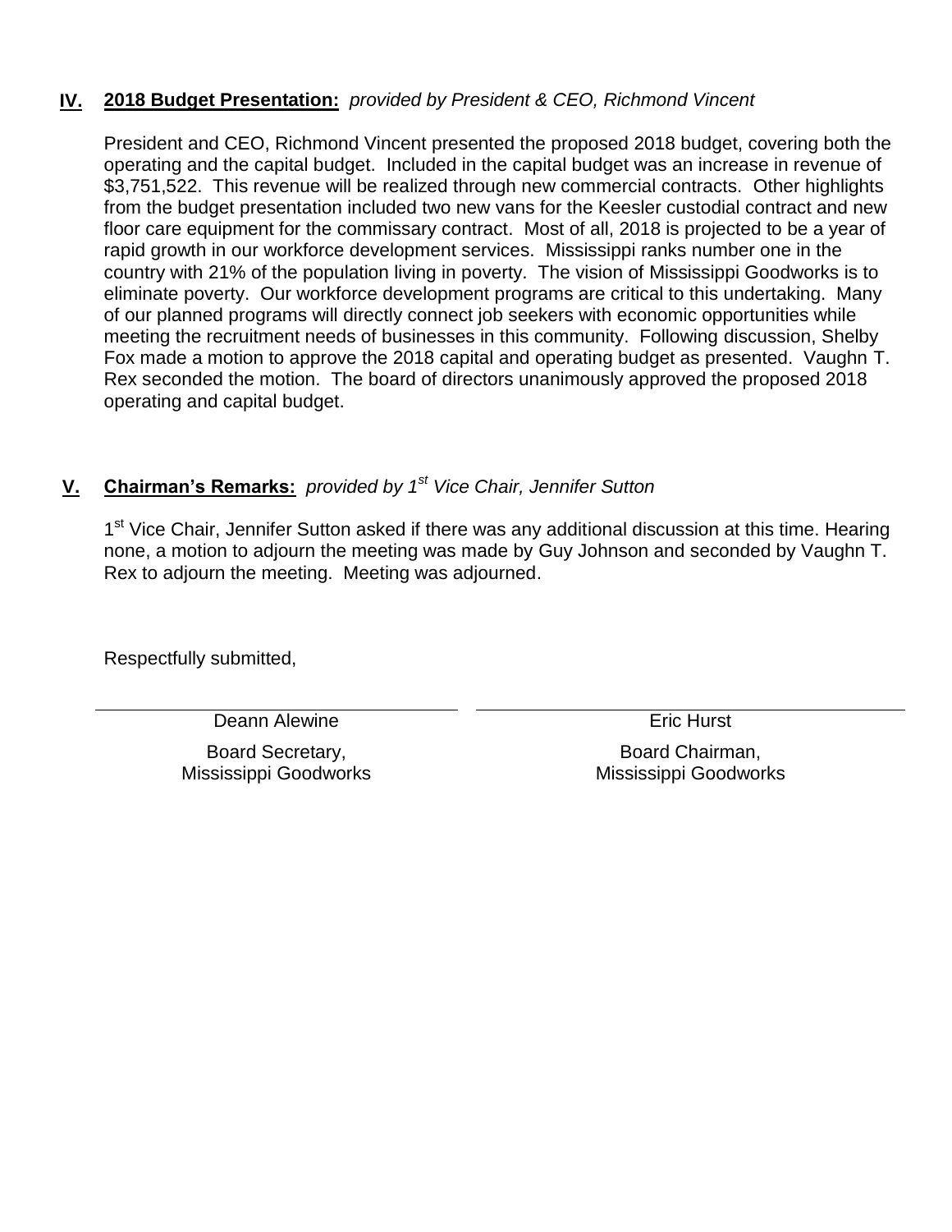## IV. 2018 Budget Presentation: *provided by President & CEO, Richmond Vincent*

President and CEO, Richmond Vincent presented the proposed 2018 budget, covering both the operating and the capital budget. Included in the capital budget was an increase in revenue of $3,751,522. This revenue will be realized through new commercial contracts. Other highlights from the budget presentation included two new vans for the Keesler custodial contract and new floor care equipment for the commissary contract. Most of all, 2018 is projected to be a year of rapid growth in our workforce development services. Mississippi ranks number one in the country with 21% of the population living in poverty. The vision of Mississippi Goodworks is to eliminate poverty. Our workforce development programs are critical to this undertaking. Many of our planned programs will directly connect job seekers with economic opportunities while meeting the recruitment needs of businesses in this community. Following discussion, Shelby Fox made a motion to approve the 2018 capital and operating budget as presented. Vaughn T. Rex seconded the motion. The board of directors unanimously approved the proposed 2018 operating and capital budget.

## V. Chairman's Remarks: *provided by 1st Vice Chair, Jennifer Sutton*

1st Vice Chair, Jennifer Sutton asked if there was any additional discussion at this time. Hearing none, a motion to adjourn the meeting was made by Guy Johnson and seconded by Vaughn T. Rex to adjourn the meeting. Meeting was adjourned.

Respectfully submitted,

Deann Alewine
Board Secretary,
Mississippi Goodworks

Eric Hurst
Board Chairman,
Mississippi Goodworks